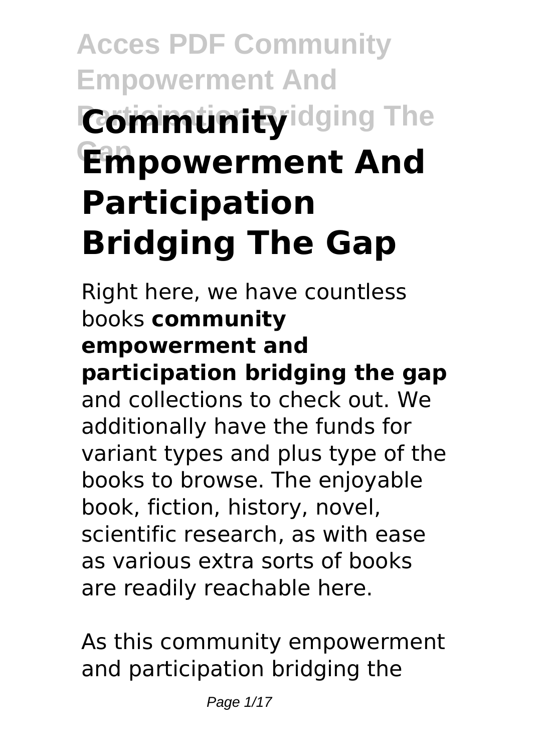# Acces PDF Community Empowerment And Participation Bridging The Gap

# Community Empowerment And Participation Bridging The Gap

Right here, we have countless books **community empowerment and participation bridging the gap** and collections to check out. We additionally have the funds for variant types and plus type of the books to browse. The enjoyable book, fiction, history, novel, scientific research, as with ease as various extra sorts of books are readily reachable here.

As this community empowerment and participation bridging the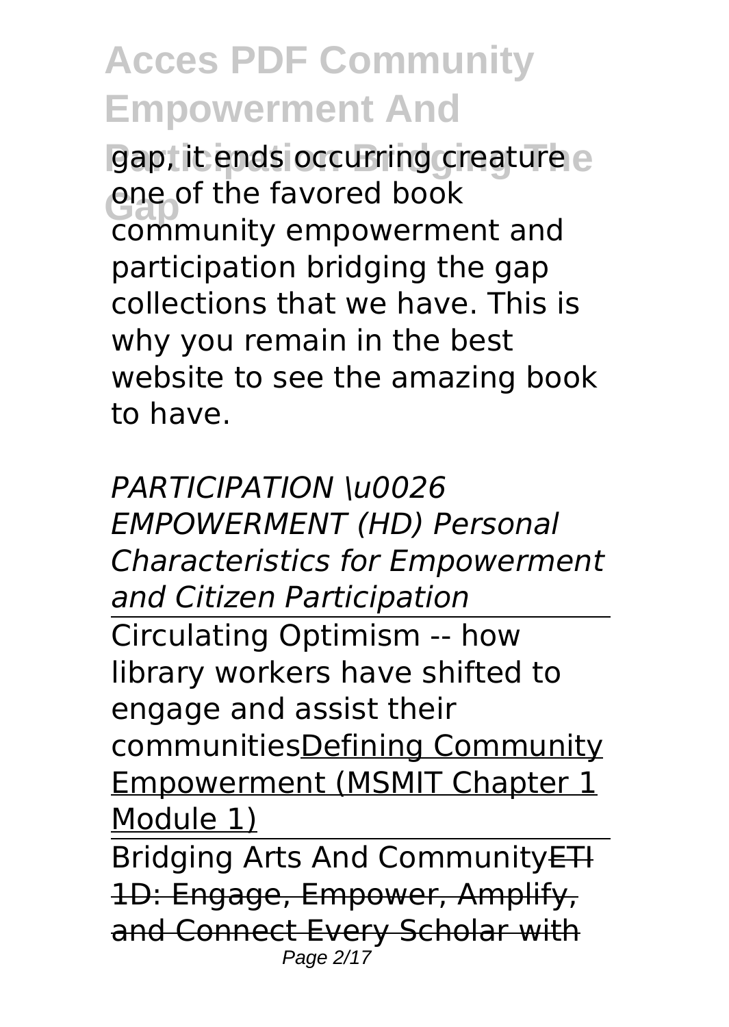gap, it ends occurring creature one of the favored book community empowerment and participation bridging the gap collections that we have. This is why you remain in the best website to see the amazing book to have.

*PARTICIPATION \u0026 EMPOWERMENT (HD) Personal Characteristics for Empowerment and Citizen Participation*

Circulating Optimism -- how library workers have shifted to engage and assist their communitiesDefining Community Empowerment (MSMIT Chapter 1 Module 1)

Bridging Arts And Community~~ETI 1D: Engage, Empower, Amplify, and Connect Every Scholar with~~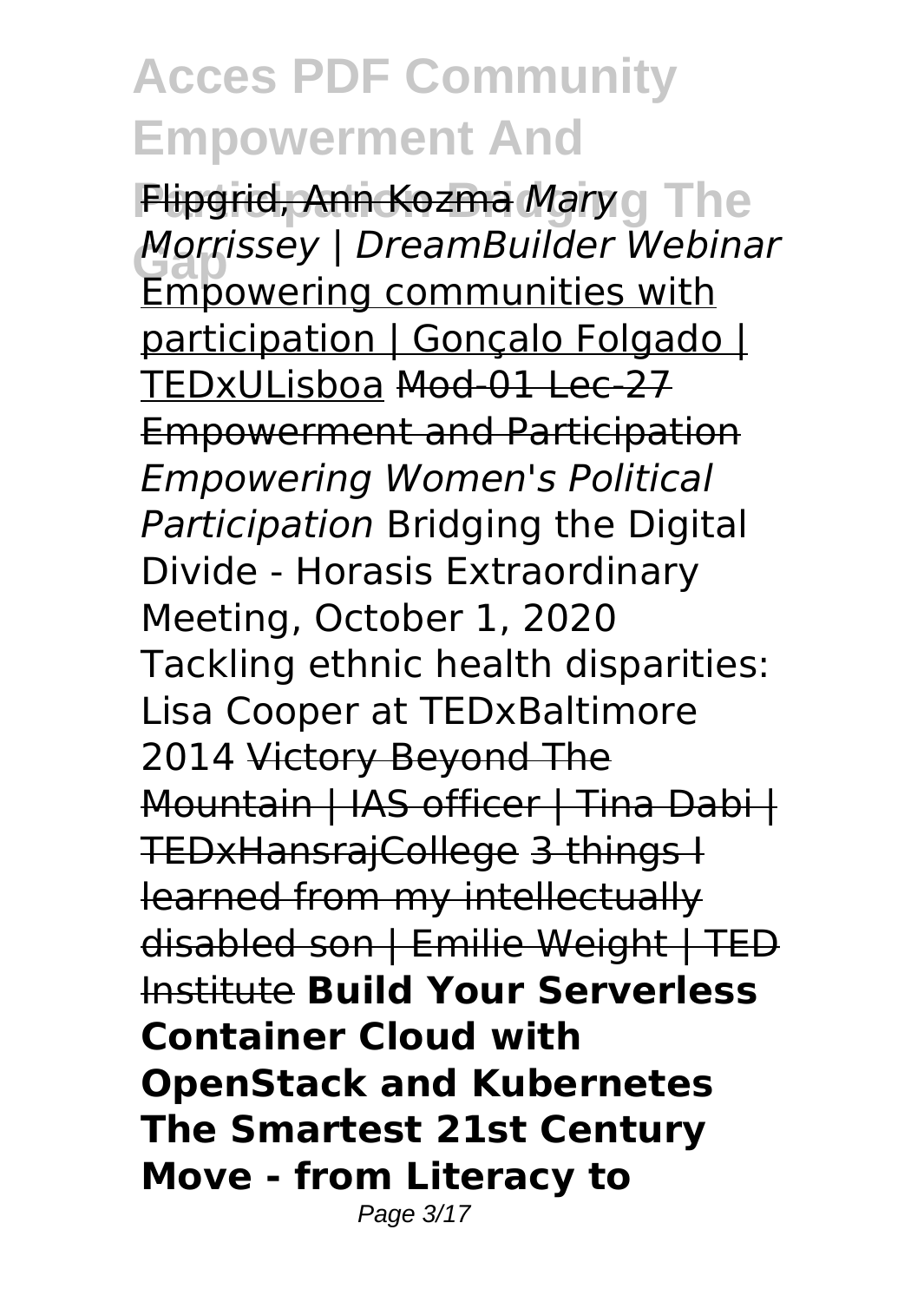Flipgrid, Ann Kozma *Mary Morrissey | DreamBuilder Webinar* Empowering communities with participation | Gonçalo Folgado | TEDxULisboa Mod-01 Lec-27 Empowerment and Participation *Empowering Women's Political Participation* Bridging the Digital Divide - Horasis Extraordinary Meeting, October 1, 2020 Tackling ethnic health disparities: Lisa Cooper at TEDxBaltimore 2014 Victory Beyond The Mountain | IAS officer | Tina Dabi | TEDxHansrajCollege 3 things I learned from my intellectually disabled son | Emilie Weight | TED Institute **Build Your Serverless Container Cloud with OpenStack and Kubernetes The Smartest 21st Century Move - from Literacy to**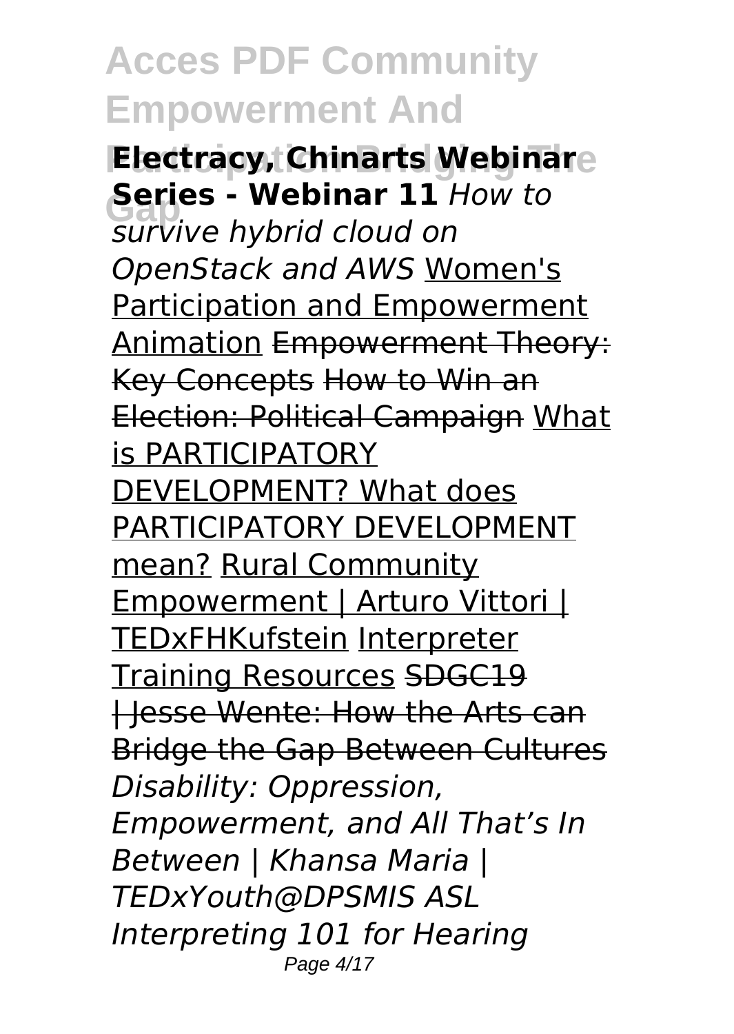**Electracy, Chinarts Webinar Series - Webinar 11** *How to survive hybrid cloud on OpenStack and AWS* Women's Participation and Empowerment Animation ~~Empowerment Theory: Key Concepts~~ ~~How to Win an Election: Political Campaign~~ What is PARTICIPATORY DEVELOPMENT? What does PARTICIPATORY DEVELOPMENT mean? Rural Community Empowerment | Arturo Vittori | TEDxFHKufstein Interpreter Training Resources ~~SDGC19 | Jesse Wente: How the Arts can Bridge the Gap Between Cultures~~ *Disability: Oppression, Empowerment, and All That's In Between | Khansa Maria | TEDxYouth@DPSMIS ASL Interpreting 101 for Hearing*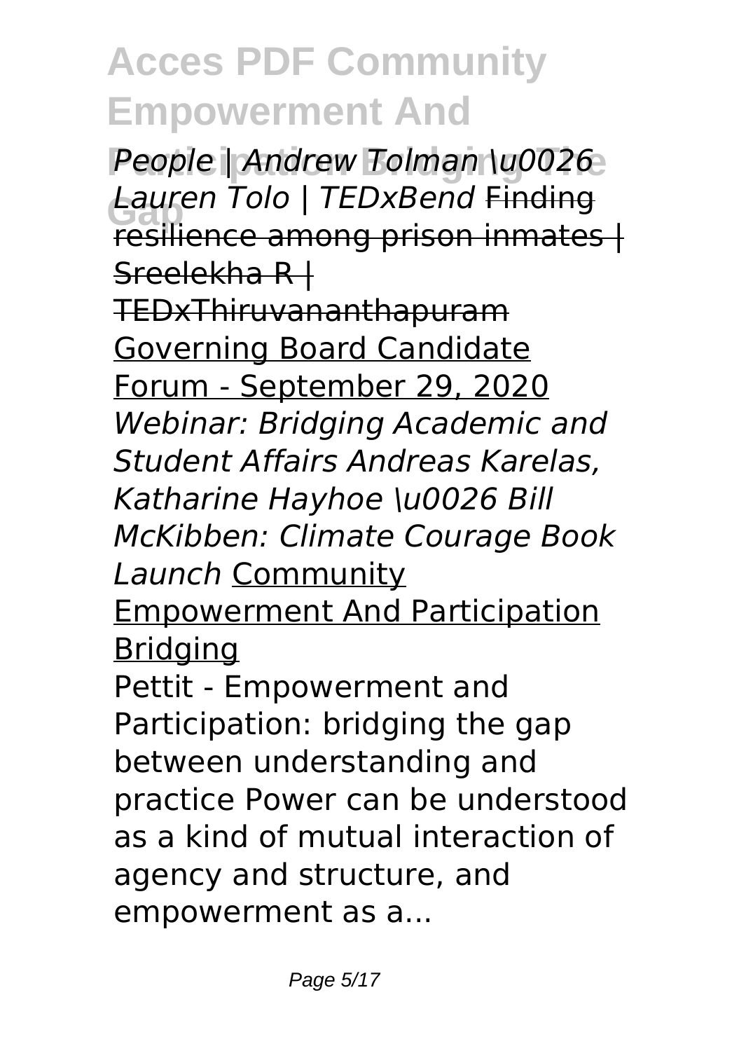*People | Andrew Tolman \u0026 Lauren Tolo | TEDxBend* Finding resilience among prison inmates | Sreelekha R | TEDxThiruvananthapuram Governing Board Candidate Forum - September 29, 2020 *Webinar: Bridging Academic and Student Affairs Andreas Karelas, Katharine Hayhoe \u0026 Bill McKibben: Climate Courage Book Launch* Community Empowerment And Participation Bridging

Pettit - Empowerment and Participation: bridging the gap between understanding and practice Power can be understood as a kind of mutual interaction of agency and structure, and empowerment as a...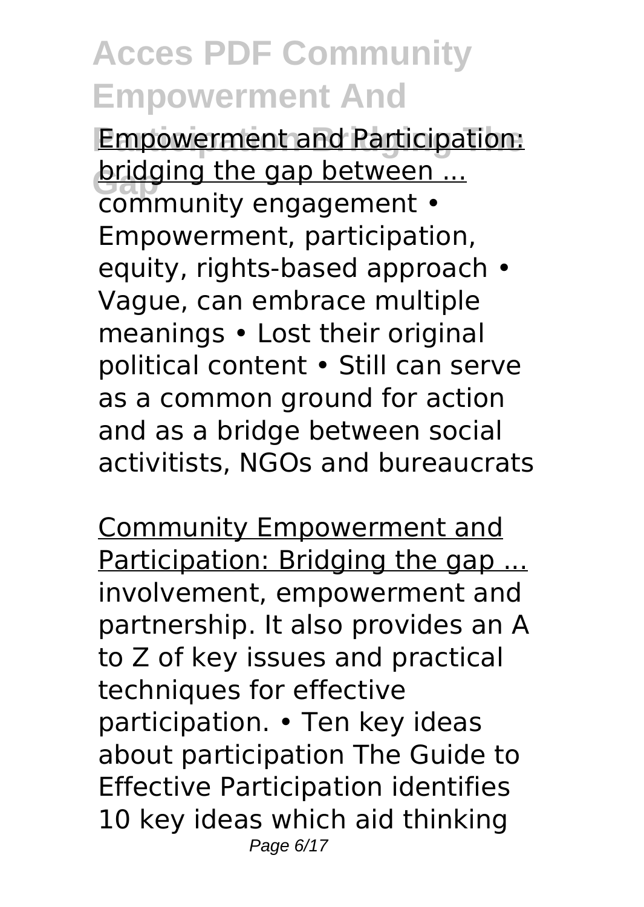Empowerment and Participation: bridging the gap between ...

community engagement • Empowerment, participation, equity, rights-based approach • Vague, can embrace multiple meanings • Lost their original political content • Still can serve as a common ground for action and as a bridge between social activitists, NGOs and bureaucrats

Community Empowerment and Participation: Bridging the gap ...

involvement, empowerment and partnership. It also provides an A to Z of key issues and practical techniques for effective participation. • Ten key ideas about participation The Guide to Effective Participation identifies 10 key ideas which aid thinking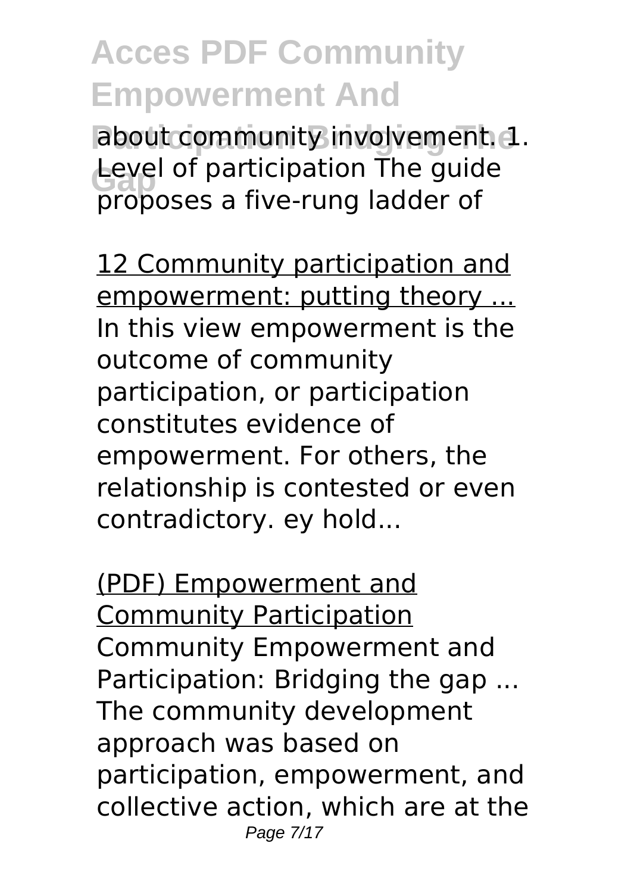about community involvement. 1. Level of participation The guide proposes a five-rung ladder of

12 Community participation and empowerment: putting theory ...

In this view empowerment is the outcome of community participation, or participation constitutes evidence of empowerment. For others, the relationship is contested or even contradictory. ey hold...

(PDF) Empowerment and Community Participation

Community Empowerment and Participation: Bridging the gap ... The community development approach was based on participation, empowerment, and collective action, which are at the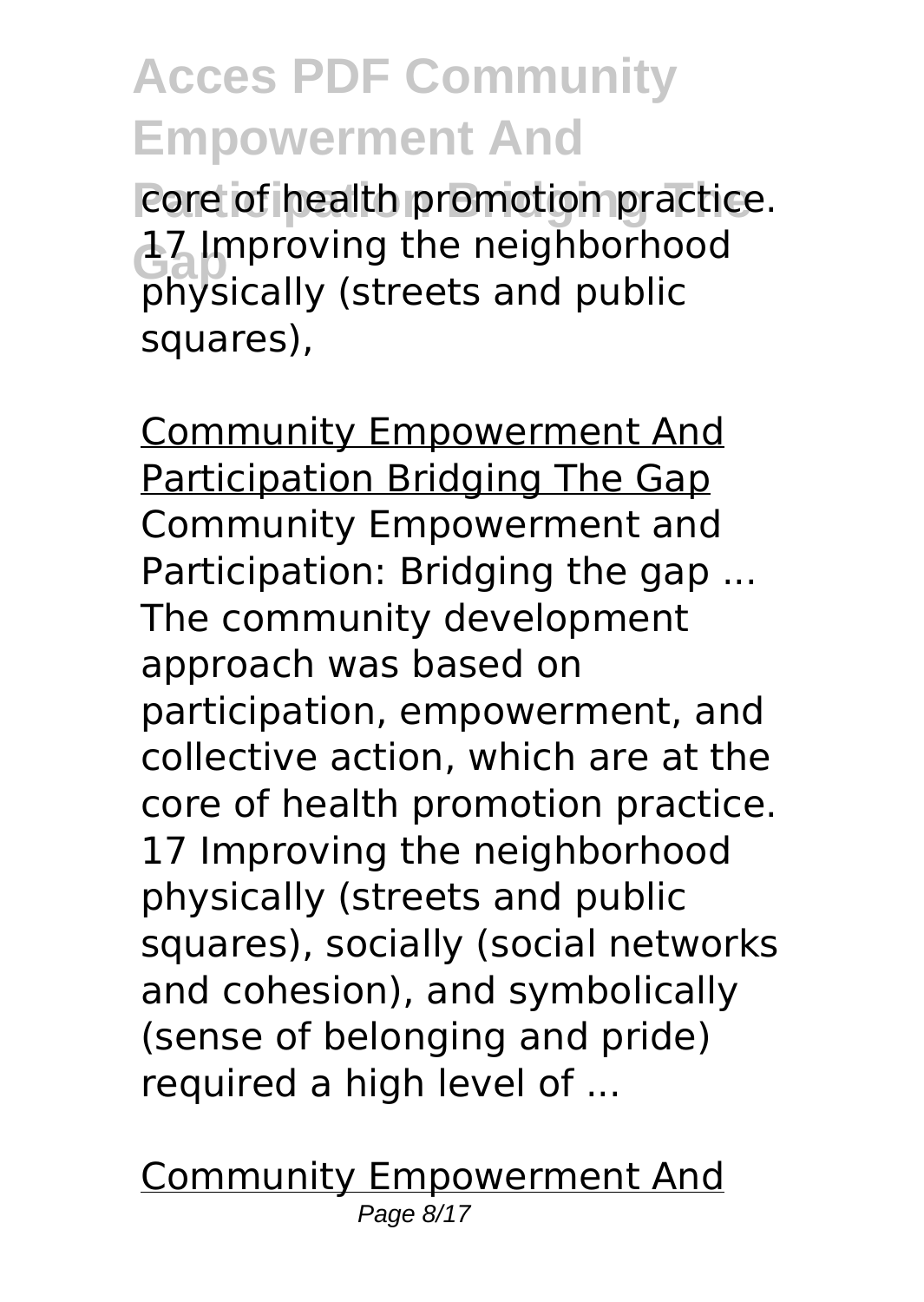core of health promotion practice. 17 Improving the neighborhood physically (streets and public squares),

Community Empowerment And Participation Bridging The Gap

Community Empowerment and Participation: Bridging the gap ... The community development approach was based on participation, empowerment, and collective action, which are at the core of health promotion practice. 17 Improving the neighborhood physically (streets and public squares), socially (social networks and cohesion), and symbolically (sense of belonging and pride) required a high level of ...

Community Empowerment And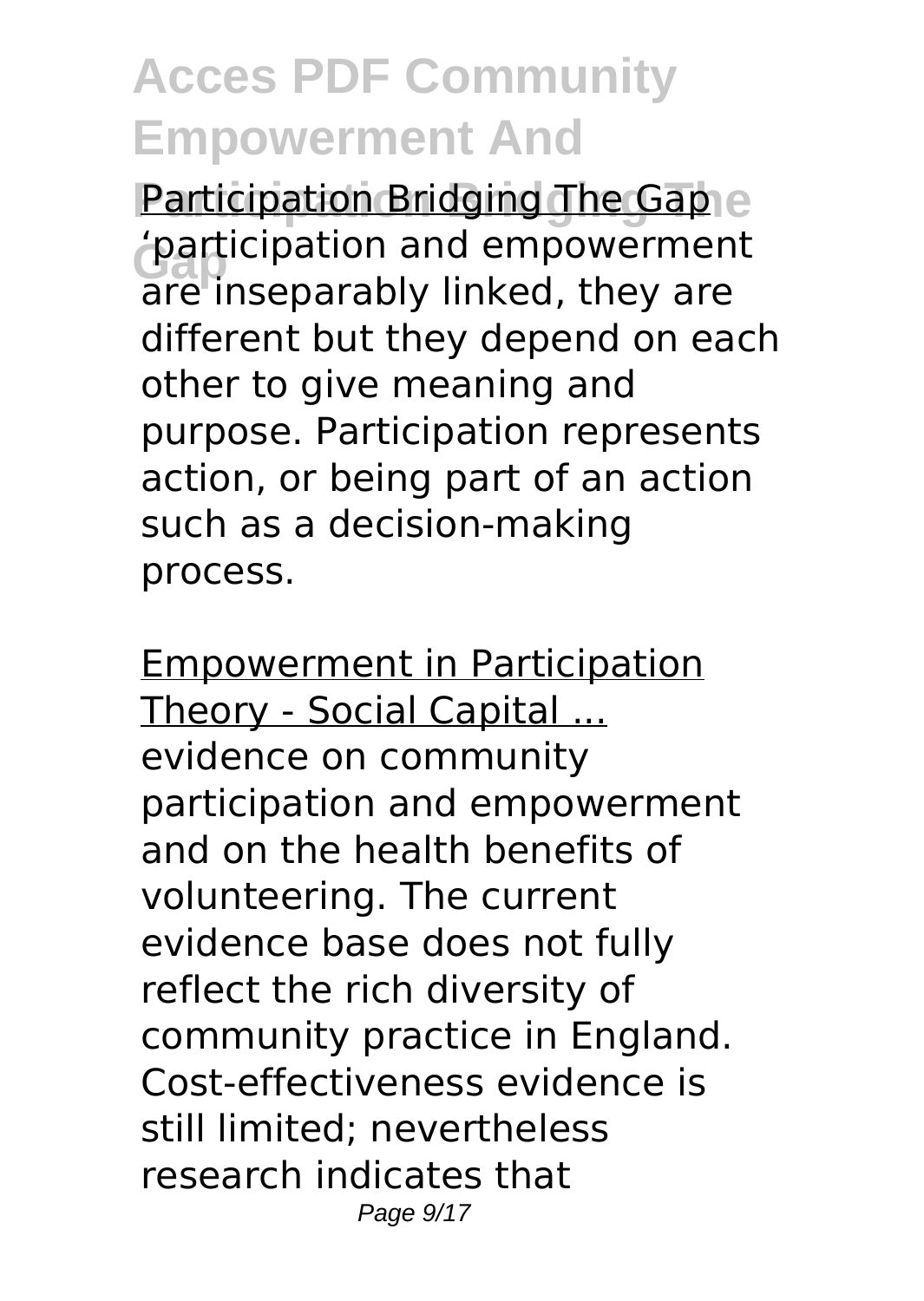Participation Bridging The Gap

'participation and empowerment are inseparably linked, they are different but they depend on each other to give meaning and purpose. Participation represents action, or being part of an action such as a decision-making process.

Empowerment in Participation Theory - Social Capital ...

evidence on community participation and empowerment and on the health benefits of volunteering. The current evidence base does not fully reflect the rich diversity of community practice in England. Cost-effectiveness evidence is still limited; nevertheless research indicates that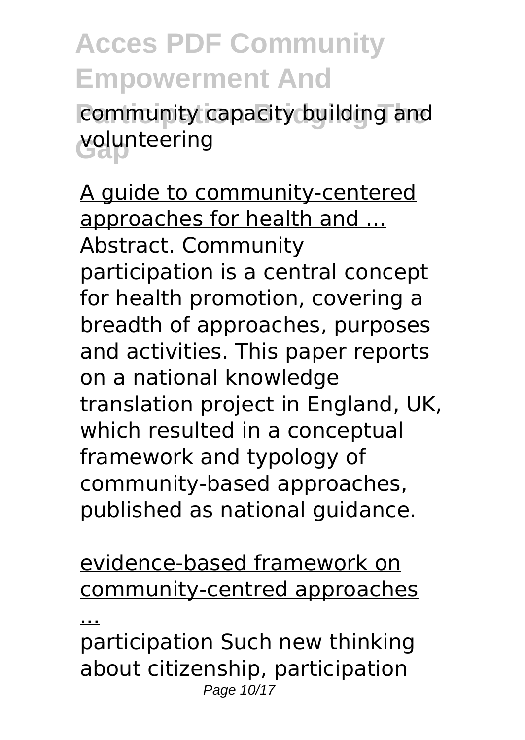community capacity building and volunteering

A guide to community-centered approaches for health and ...
Abstract. Community participation is a central concept for health promotion, covering a breadth of approaches, purposes and activities. This paper reports on a national knowledge translation project in England, UK, which resulted in a conceptual framework and typology of community-based approaches, published as national guidance.

evidence-based framework on community-centred approaches ...

participation Such new thinking about citizenship, participation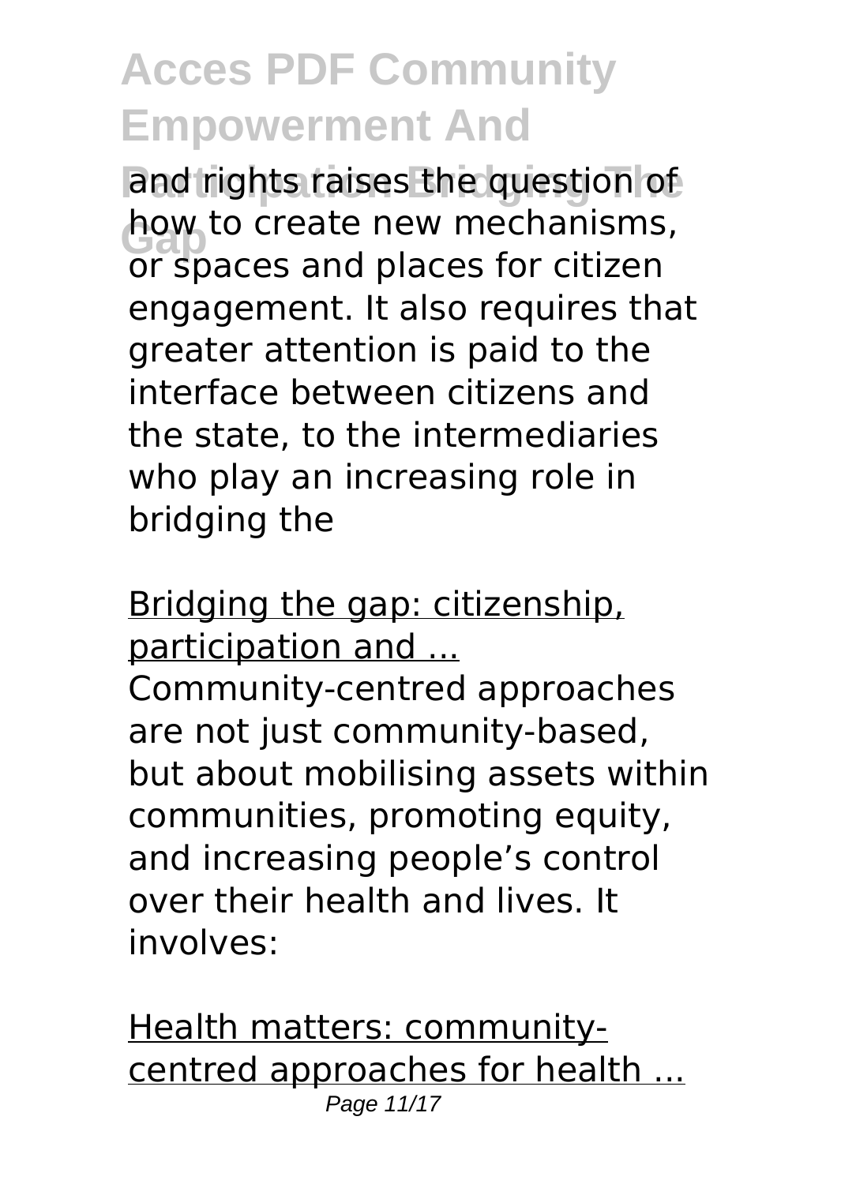and rights raises the question of how to create new mechanisms, or spaces and places for citizen engagement. It also requires that greater attention is paid to the interface between citizens and the state, to the intermediaries who play an increasing role in bridging the

Bridging the gap: citizenship, participation and ...

Community-centred approaches are not just community-based, but about mobilising assets within communities, promoting equity, and increasing people's control over their health and lives. It involves:

Health matters: community-centred approaches for health ...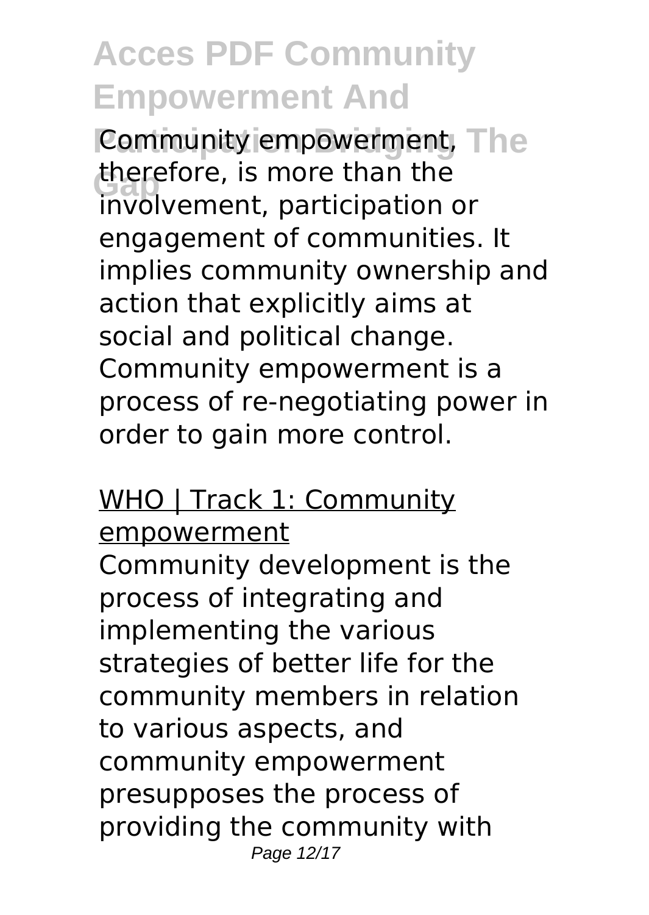Community empowerment, therefore, is more than the involvement, participation or engagement of communities. It implies community ownership and action that explicitly aims at social and political change. Community empowerment is a process of re-negotiating power in order to gain more control.

## WHO | Track 1: Community empowerment

Community development is the process of integrating and implementing the various strategies of better life for the community members in relation to various aspects, and community empowerment presupposes the process of providing the community with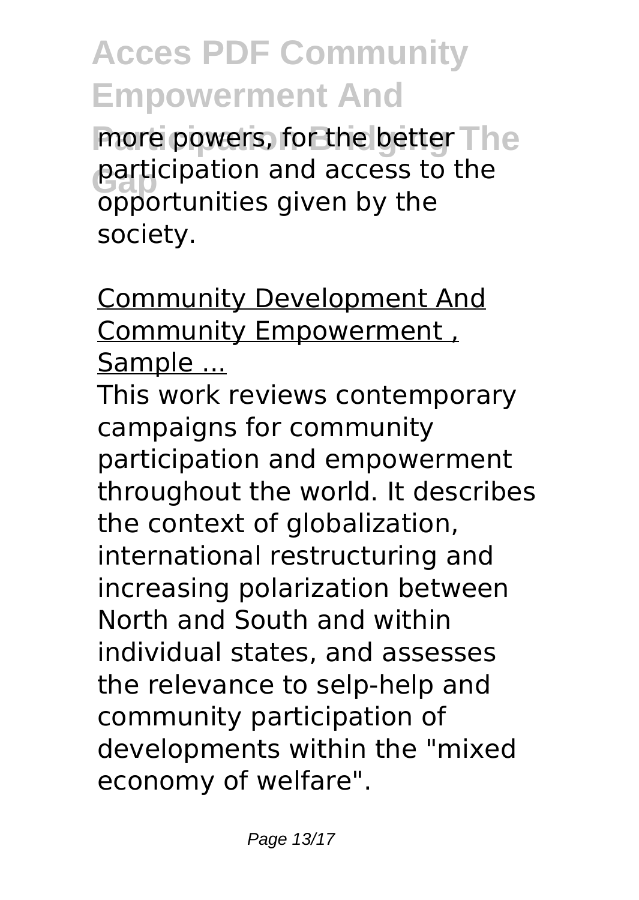more powers, for the better participation and access to the opportunities given by the society.

Community Development And Community Empowerment , Sample ...

This work reviews contemporary campaigns for community participation and empowerment throughout the world. It describes the context of globalization, international restructuring and increasing polarization between North and South and within individual states, and assesses the relevance to selp-help and community participation of developments within the "mixed economy of welfare".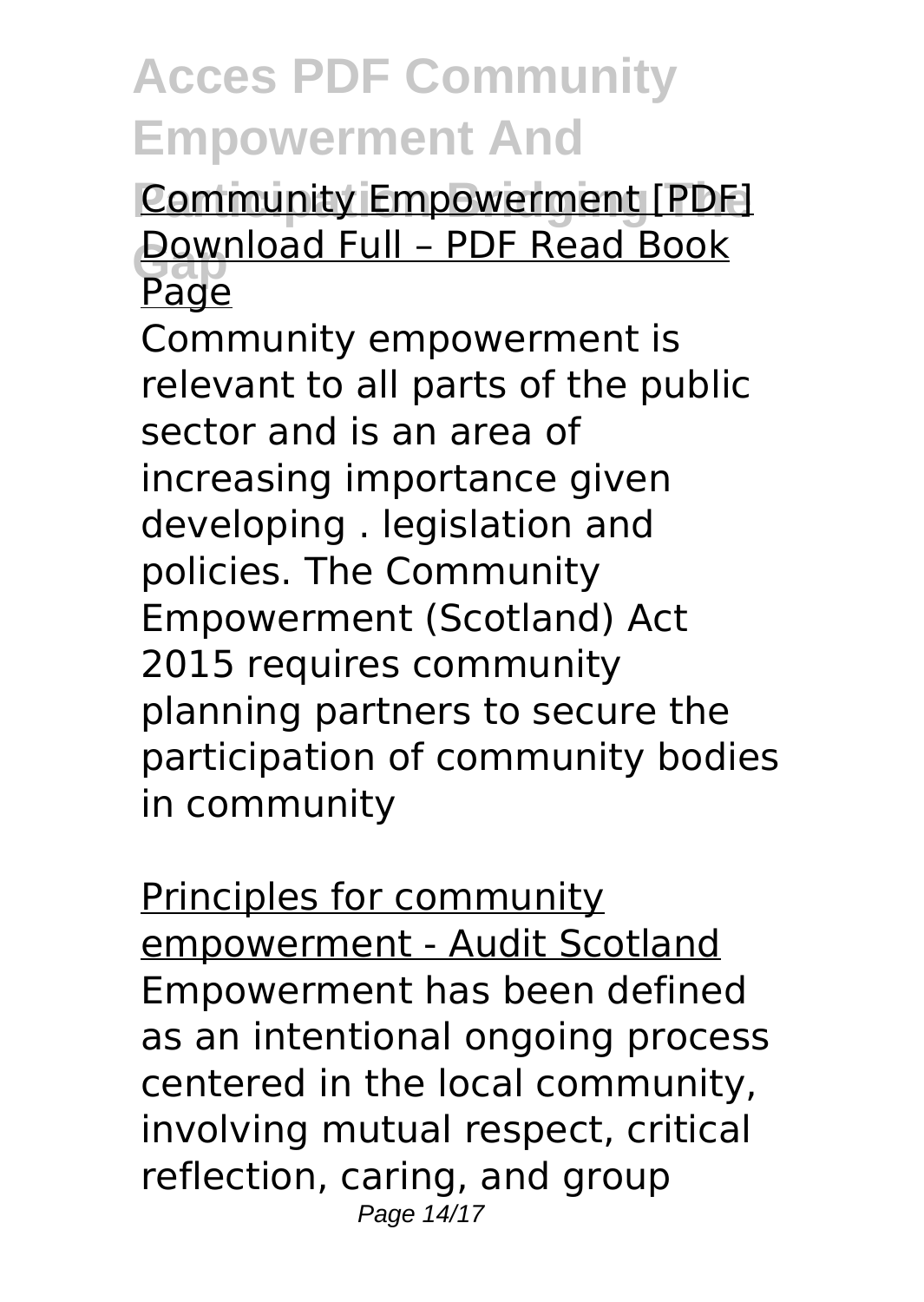Community Empowerment [PDF] Download Full – PDF Read Book Page

Community empowerment is relevant to all parts of the public sector and is an area of increasing importance given developing . legislation and policies. The Community Empowerment (Scotland) Act 2015 requires community planning partners to secure the participation of community bodies in community

Principles for community empowerment - Audit Scotland

Empowerment has been defined as an intentional ongoing process centered in the local community, involving mutual respect, critical reflection, caring, and group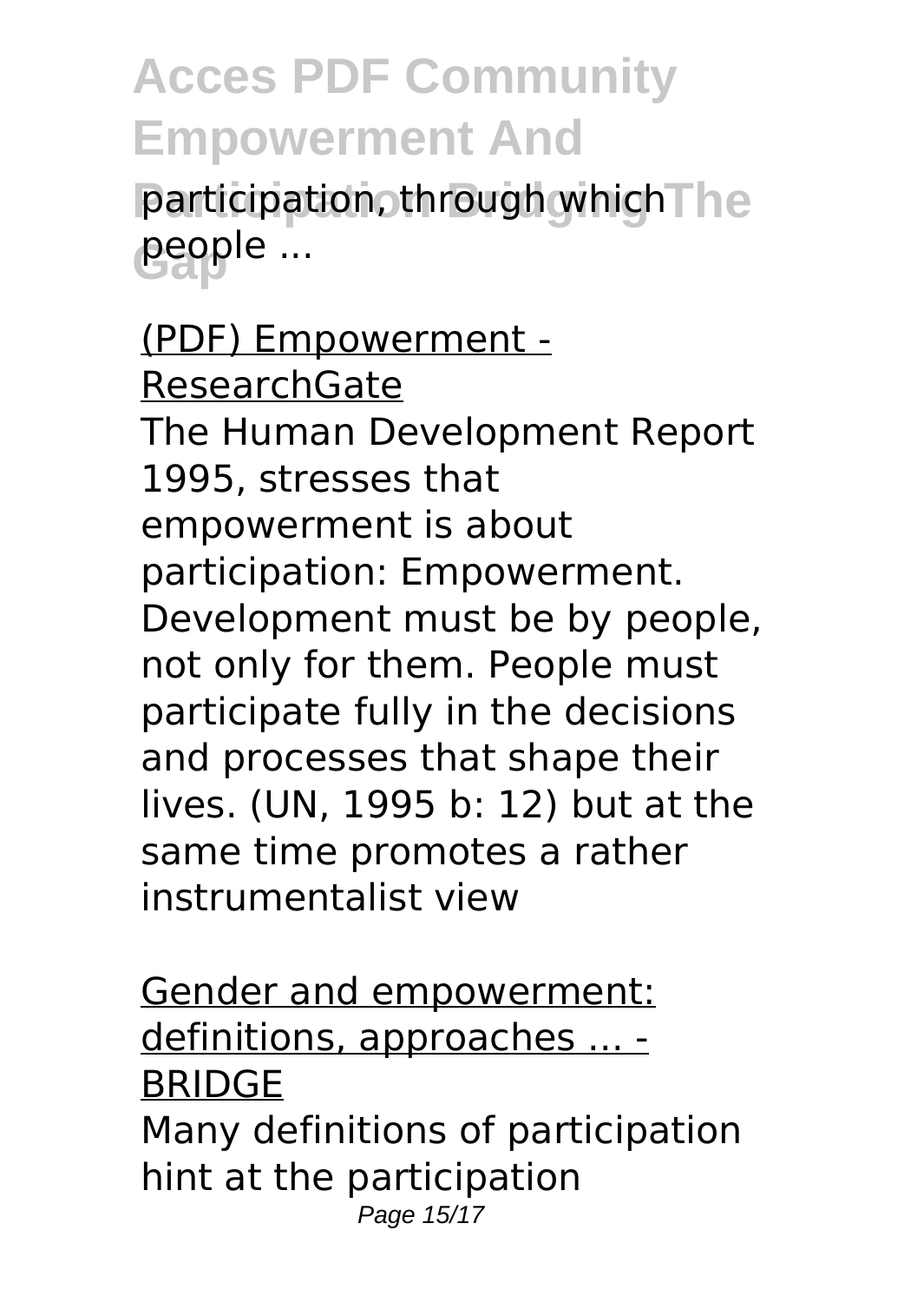participation, through which people ...

(PDF) Empowerment - ResearchGate

The Human Development Report 1995, stresses that empowerment is about participation: Empowerment. Development must be by people, not only for them. People must participate fully in the decisions and processes that shape their lives. (UN, 1995 b: 12) but at the same time promotes a rather instrumentalist view

Gender and empowerment: definitions, approaches ... - BRIDGE

Many definitions of participation hint at the participation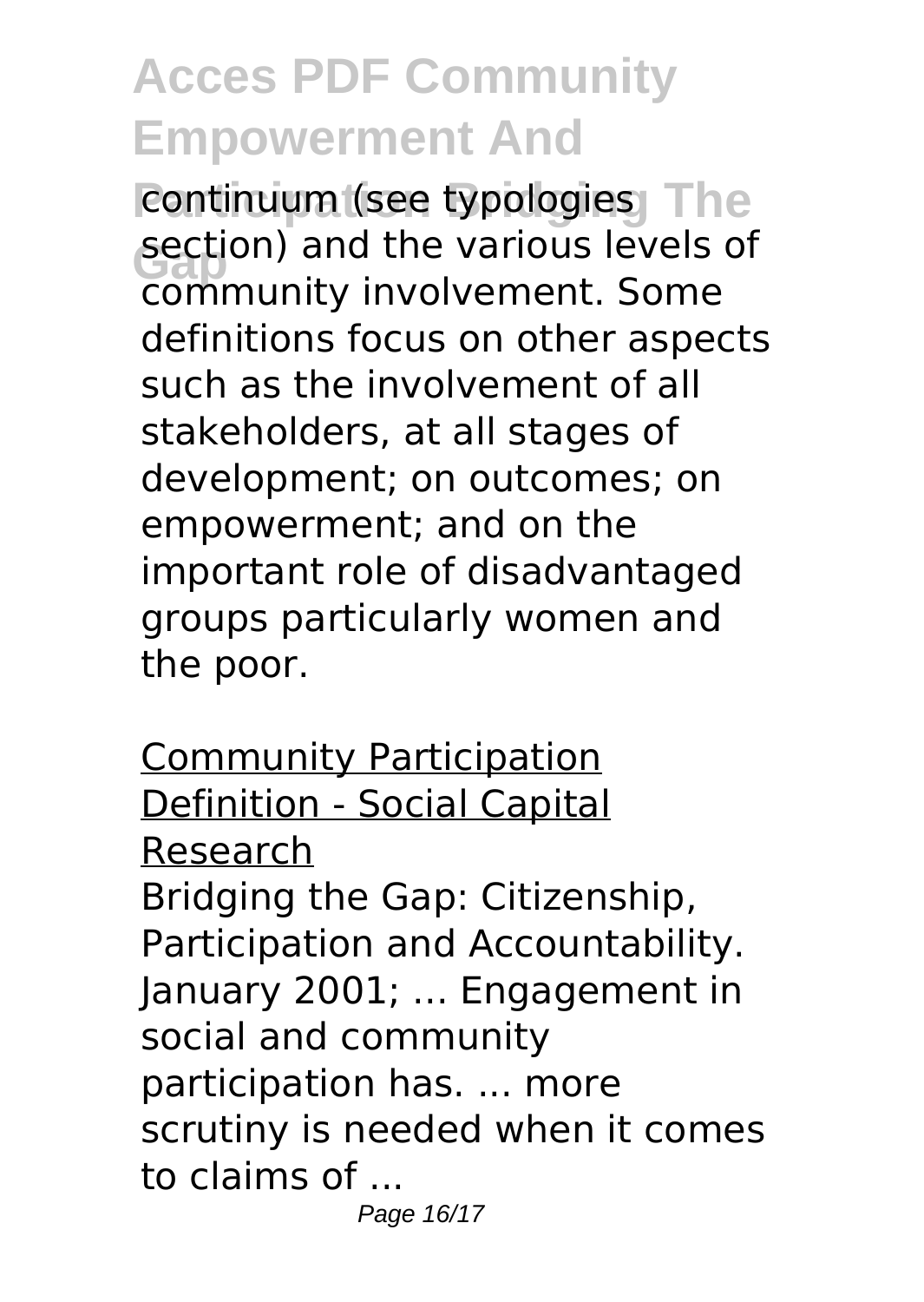continuum (see typologies section) and the various levels of community involvement. Some definitions focus on other aspects such as the involvement of all stakeholders, at all stages of development; on outcomes; on empowerment; and on the important role of disadvantaged groups particularly women and the poor.

Community Participation Definition - Social Capital Research

Bridging the Gap: Citizenship, Participation and Accountability. January 2001; ... Engagement in social and community participation has. ... more scrutiny is needed when it comes to claims of ...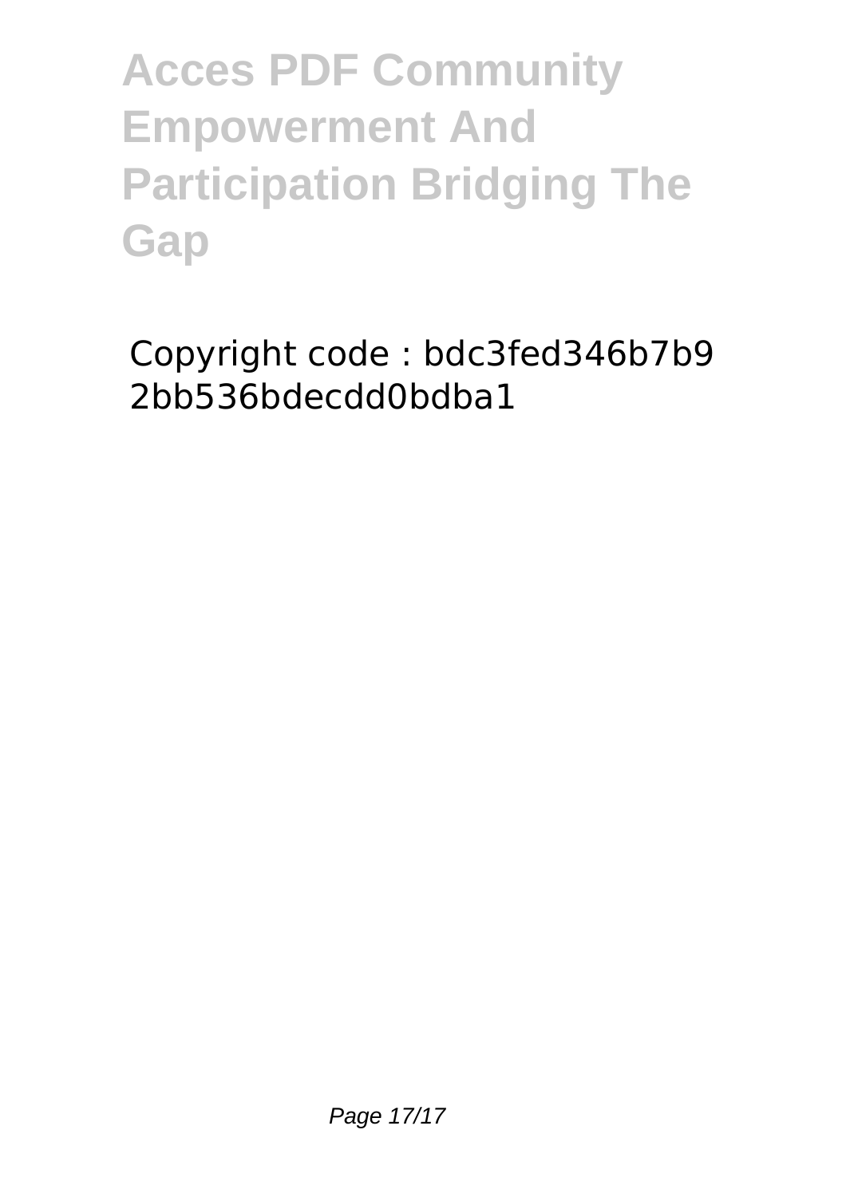Copyright code : bdc3fed346b7b92bb536bdecdd0bdba1